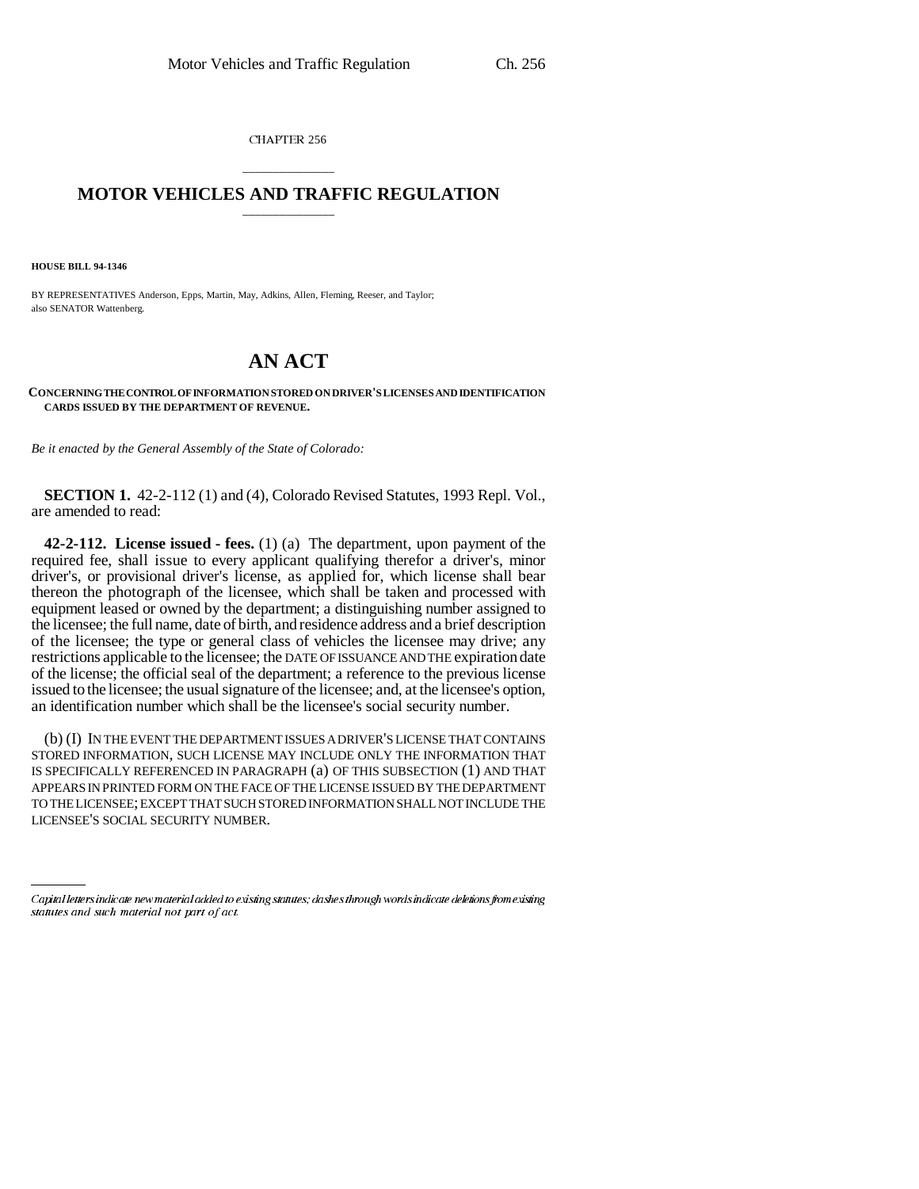CHAPTER 256

# MOTOR VEHICLES AND TRAFFIC REGULATION

**HOUSE BILL 94-1346**

BY REPRESENTATIVES Anderson, Epps, Martin, May, Adkins, Allen, Fleming, Reeser, and Taylor; also SENATOR Wattenberg.

# AN ACT

**CONCERNING THE CONTROL OF INFORMATION STORED ON DRIVER'S LICENSES AND IDENTIFICATION CARDS ISSUED BY THE DEPARTMENT OF REVENUE.**

*Be it enacted by the General Assembly of the State of Colorado:*

**SECTION 1.** 42-2-112 (1) and (4), Colorado Revised Statutes, 1993 Repl. Vol., are amended to read:

**42-2-112. License issued - fees.** (1) (a) The department, upon payment of the required fee, shall issue to every applicant qualifying therefor a driver's, minor driver's, or provisional driver's license, as applied for, which license shall bear thereon the photograph of the licensee, which shall be taken and processed with equipment leased or owned by the department; a distinguishing number assigned to the licensee; the full name, date of birth, and residence address and a brief description of the licensee; the type or general class of vehicles the licensee may drive; any restrictions applicable to the licensee; the DATE OF ISSUANCE AND THE expiration date of the license; the official seal of the department; a reference to the previous license issued to the licensee; the usual signature of the licensee; and, at the licensee's option, an identification number which shall be the licensee's social security number.

(b) (I) IN THE EVENT THE DEPARTMENT ISSUES A DRIVER'S LICENSE THAT CONTAINS STORED INFORMATION, SUCH LICENSE MAY INCLUDE ONLY THE INFORMATION THAT IS SPECIFICALLY REFERENCED IN PARAGRAPH (a) OF THIS SUBSECTION (1) AND THAT APPEARS IN PRINTED FORM ON THE FACE OF THE LICENSE ISSUED BY THE DEPARTMENT TO THE LICENSEE; EXCEPT THAT SUCH STORED INFORMATION SHALL NOT INCLUDE THE LICENSEE'S SOCIAL SECURITY NUMBER.

*Capital letters indicate new material added to existing statutes; dashes through words indicate deletions from existing statutes and such material not part of act.*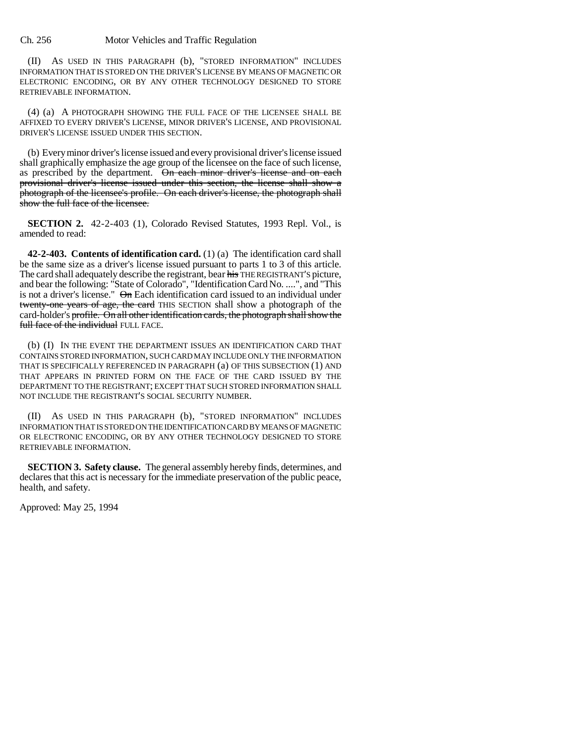(II) AS USED IN THIS PARAGRAPH (b), "STORED INFORMATION" INCLUDES INFORMATION THAT IS STORED ON THE DRIVER'S LICENSE BY MEANS OF MAGNETIC OR ELECTRONIC ENCODING, OR BY ANY OTHER TECHNOLOGY DESIGNED TO STORE RETRIEVABLE INFORMATION.

(4) (a) A PHOTOGRAPH SHOWING THE FULL FACE OF THE LICENSEE SHALL BE AFFIXED TO EVERY DRIVER'S LICENSE, MINOR DRIVER'S LICENSE, AND PROVISIONAL DRIVER'S LICENSE ISSUED UNDER THIS SECTION.

(b) Every minor driver's license issued and every provisional driver's license issued shall graphically emphasize the age group of the licensee on the face of such license, as prescribed by the department. ~~On each minor driver's license and on each provisional driver's license issued under this section, the license shall show a photograph of the licensee's profile. On each driver's license, the photograph shall show the full face of the licensee.~~

**SECTION 2.** 42-2-403 (1), Colorado Revised Statutes, 1993 Repl. Vol., is amended to read:

**42-2-403. Contents of identification card.** (1) (a) The identification card shall be the same size as a driver's license issued pursuant to parts 1 to 3 of this article. The card shall adequately describe the registrant, bear ~~his~~ THE REGISTRANT'S picture, and bear the following: "State of Colorado", "Identification Card No. ....", and "This is not a driver's license." ~~On~~ Each identification card issued to an individual under ~~twenty-one years of age, the card~~ THIS SECTION shall show a photograph of the card-holder's ~~profile. On all other identification cards, the photograph shall show the full face of the individual~~ FULL FACE.

(b) (I) IN THE EVENT THE DEPARTMENT ISSUES AN IDENTIFICATION CARD THAT CONTAINS STORED INFORMATION, SUCH CARD MAY INCLUDE ONLY THE INFORMATION THAT IS SPECIFICALLY REFERENCED IN PARAGRAPH (a) OF THIS SUBSECTION (1) AND THAT APPEARS IN PRINTED FORM ON THE FACE OF THE CARD ISSUED BY THE DEPARTMENT TO THE REGISTRANT; EXCEPT THAT SUCH STORED INFORMATION SHALL NOT INCLUDE THE REGISTRANT'S SOCIAL SECURITY NUMBER.

(II) AS USED IN THIS PARAGRAPH (b), "STORED INFORMATION" INCLUDES INFORMATION THAT IS STORED ON THE IDENTIFICATION CARD BY MEANS OF MAGNETIC OR ELECTRONIC ENCODING, OR BY ANY OTHER TECHNOLOGY DESIGNED TO STORE RETRIEVABLE INFORMATION.

**SECTION 3. Safety clause.** The general assembly hereby finds, determines, and declares that this act is necessary for the immediate preservation of the public peace, health, and safety.

Approved: May 25, 1994